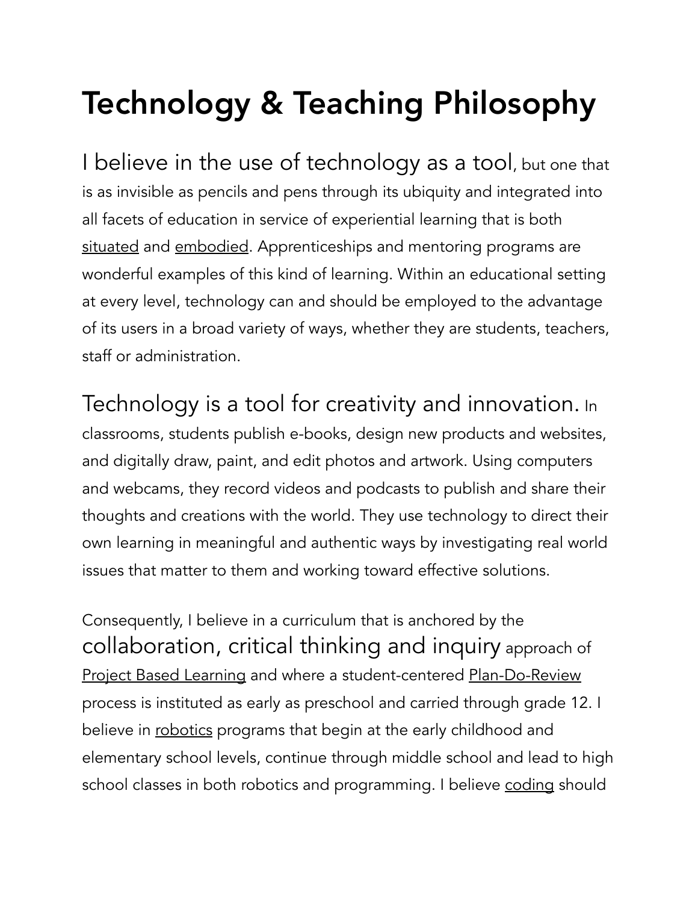# Technology & Teaching Philosophy

I believe in the use of technology as a tool, but one that is as invisible as pencils and pens through its ubiquity and integrated into all facets of education in service of experiential learning that is both situated and embodied. Apprenticeships and mentoring programs are wonderful examples of this kind of learning. Within an educational setting at every level, technology can and should be employed to the advantage of its users in a broad variety of ways, whether they are students, teachers, staff or administration.

Technology is a tool for creativity and innovation. In classrooms, students publish e-books, design new products and websites, and digitally draw, paint, and edit photos and artwork. Using computers and webcams, they record videos and podcasts to publish and share their thoughts and creations with the world. They use technology to direct their own learning in meaningful and authentic ways by investigating real world issues that matter to them and working toward effective solutions.

Consequently, I believe in a curriculum that is anchored by the collaboration, critical thinking and inquiry approach of Project Based Learning and where a student-centered Plan-Do-Review process is instituted as early as preschool and carried through grade 12. I believe in robotics programs that begin at the early childhood and elementary school levels, continue through middle school and lead to high school classes in both robotics and programming. I believe coding should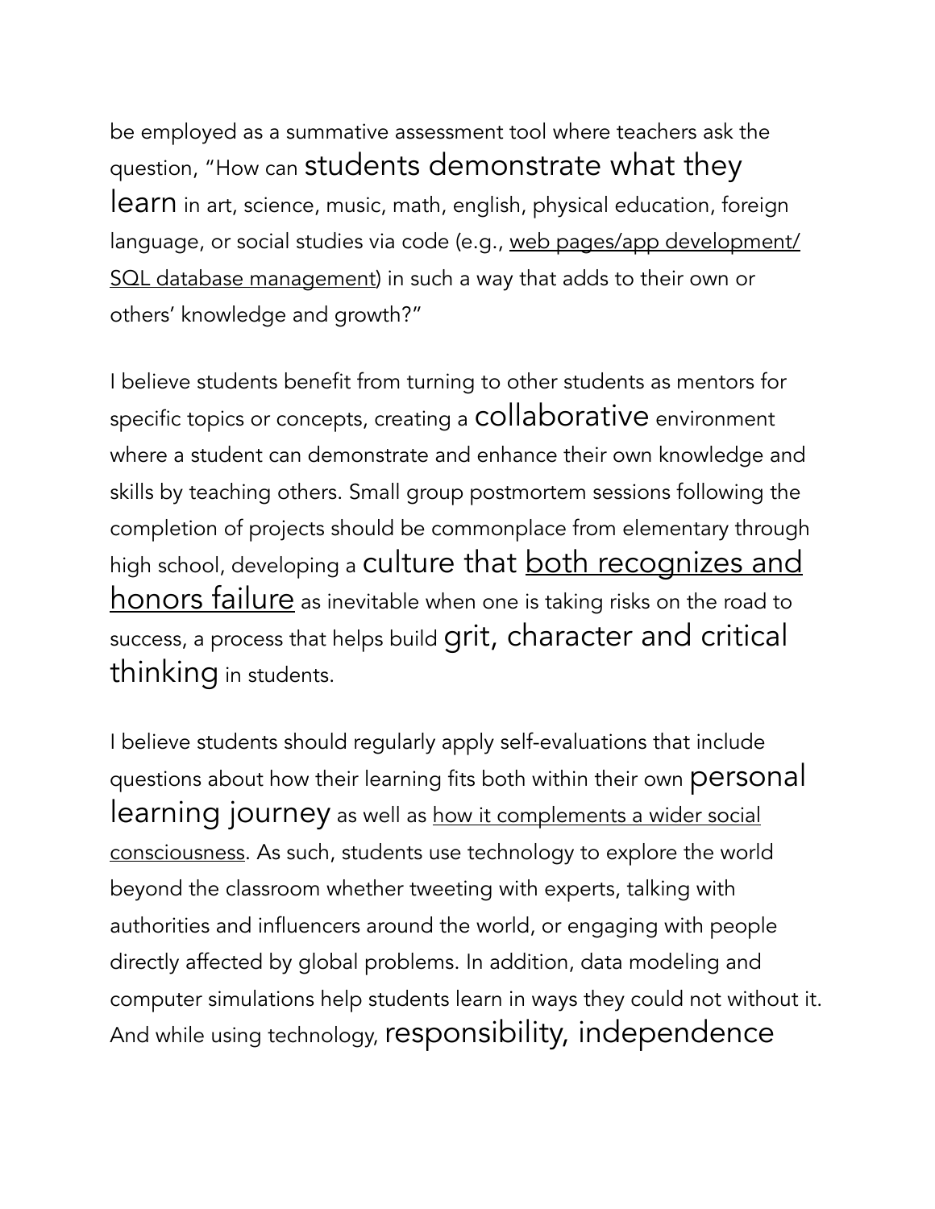be employed as a summative assessment tool where teachers ask the question, "How can students demonstrate what they learn in art, science, music, math, english, physical education, foreign language, or social studies via code (e.g., web pages/app development/ SQL database management) in such a way that adds to their own or others' knowledge and growth?"

I believe students benefit from turning to other students as mentors for specific topics or concepts, creating a collaborative environment where a student can demonstrate and enhance their own knowledge and skills by teaching others. Small group postmortem sessions following the completion of projects should be commonplace from elementary through high school, developing a culture that both recognizes and honors failure as inevitable when one is taking risks on the road to success, a process that helps build grit, character and critical thinking in students.

I believe students should regularly apply self-evaluations that include questions about how their learning fits both within their own personal learning journey as well as how it complements a wider social consciousness. As such, students use technology to explore the world beyond the classroom whether tweeting with experts, talking with authorities and influencers around the world, or engaging with people directly affected by global problems. In addition, data modeling and computer simulations help students learn in ways they could not without it. And while using technology, responsibility, independence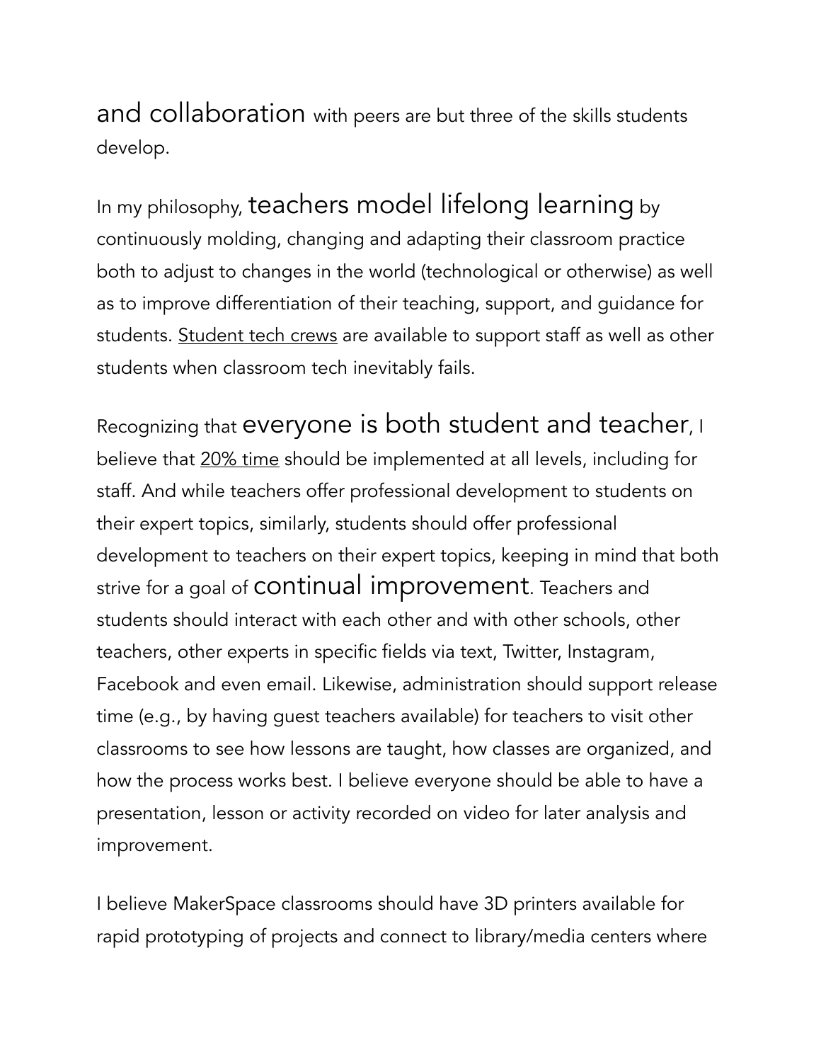and collaboration with peers are but three of the skills students develop.

In my philosophy, teachers model lifelong learning by continuously molding, changing and adapting their classroom practice both to adjust to changes in the world (technological or otherwise) as well as to improve differentiation of their teaching, support, and guidance for students. Student tech crews are available to support staff as well as other students when classroom tech inevitably fails.

Recognizing that everyone is both student and teacher, I believe that 20% time should be implemented at all levels, including for staff. And while teachers offer professional development to students on their expert topics, similarly, students should offer professional development to teachers on their expert topics, keeping in mind that both strive for a goal of continual improvement. Teachers and students should interact with each other and with other schools, other teachers, other experts in specific fields via text, Twitter, Instagram, Facebook and even email. Likewise, administration should support release time (e.g., by having guest teachers available) for teachers to visit other classrooms to see how lessons are taught, how classes are organized, and how the process works best. I believe everyone should be able to have a presentation, lesson or activity recorded on video for later analysis and improvement.

I believe MakerSpace classrooms should have 3D printers available for rapid prototyping of projects and connect to library/media centers where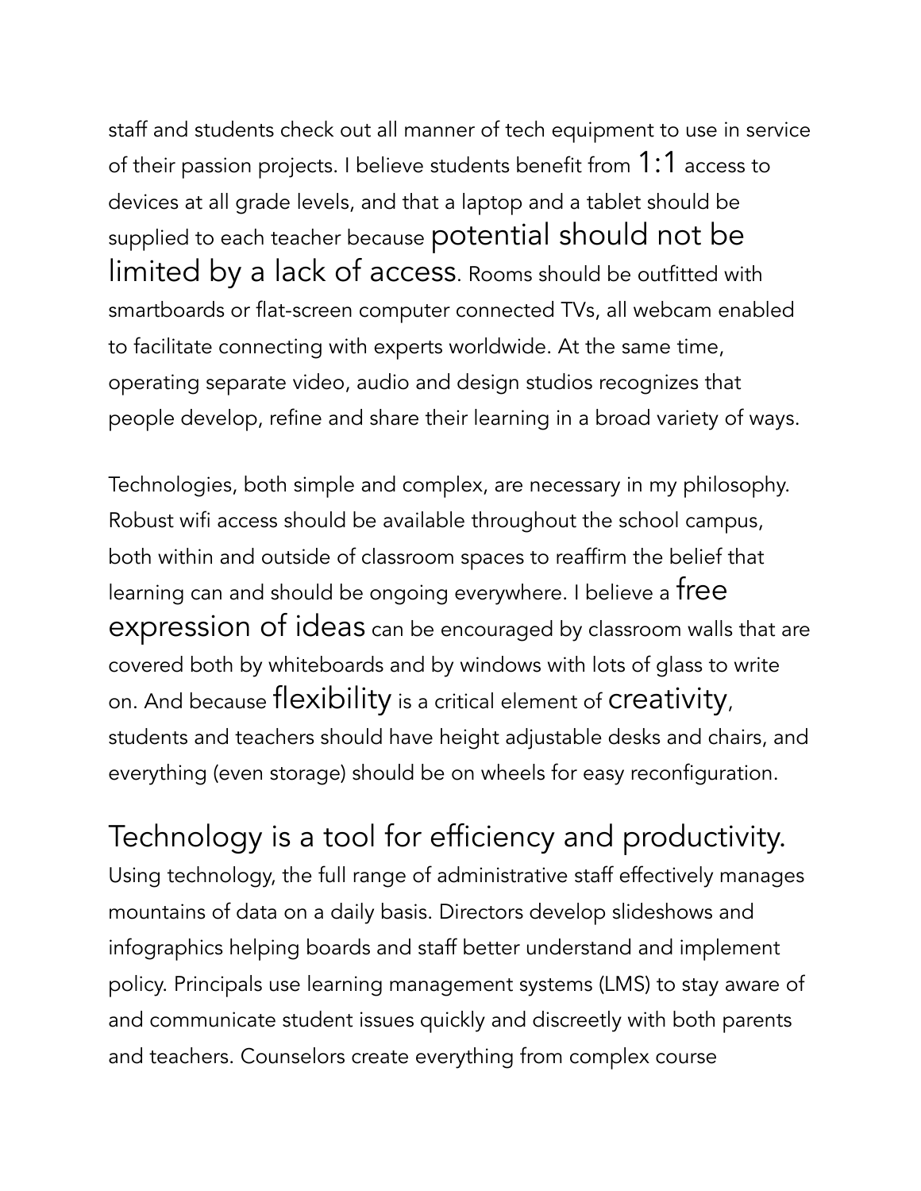staff and students check out all manner of tech equipment to use in service of their passion projects. I believe students benefit from 1:1 access to devices at all grade levels, and that a laptop and a tablet should be supplied to each teacher because potential should not be limited by a lack of access. Rooms should be outfitted with smartboards or flat-screen computer connected TVs, all webcam enabled to facilitate connecting with experts worldwide. At the same time, operating separate video, audio and design studios recognizes that people develop, refine and share their learning in a broad variety of ways.

Technologies, both simple and complex, are necessary in my philosophy. Robust wifi access should be available throughout the school campus, both within and outside of classroom spaces to reaffirm the belief that learning can and should be ongoing everywhere. I believe a free expression of ideas can be encouraged by classroom walls that are covered both by whiteboards and by windows with lots of glass to write on. And because flexibility is a critical element of creativity, students and teachers should have height adjustable desks and chairs, and everything (even storage) should be on wheels for easy reconfiguration.

## Technology is a tool for efficiency and productivity.

Using technology, the full range of administrative staff effectively manages mountains of data on a daily basis. Directors develop slideshows and infographics helping boards and staff better understand and implement policy. Principals use learning management systems (LMS) to stay aware of and communicate student issues quickly and discreetly with both parents and teachers. Counselors create everything from complex course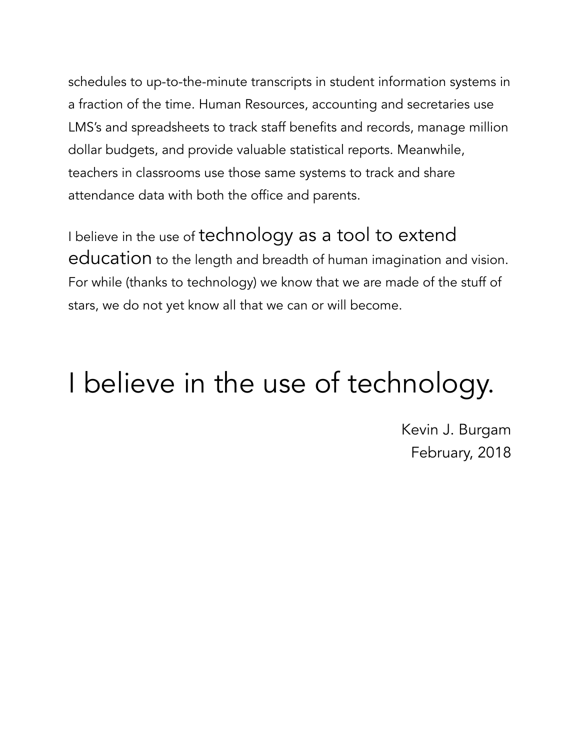schedules to up-to-the-minute transcripts in student information systems in a fraction of the time. Human Resources, accounting and secretaries use LMS's and spreadsheets to track staff benefits and records, manage million dollar budgets, and provide valuable statistical reports. Meanwhile, teachers in classrooms use those same systems to track and share attendance data with both the office and parents.

I believe in the use of technology as a tool to extend education to the length and breadth of human imagination and vision. For while (thanks to technology) we know that we are made of the stuff of stars, we do not yet know all that we can or will become.

# I believe in the use of technology.

Kevin J. Burgam
February, 2018